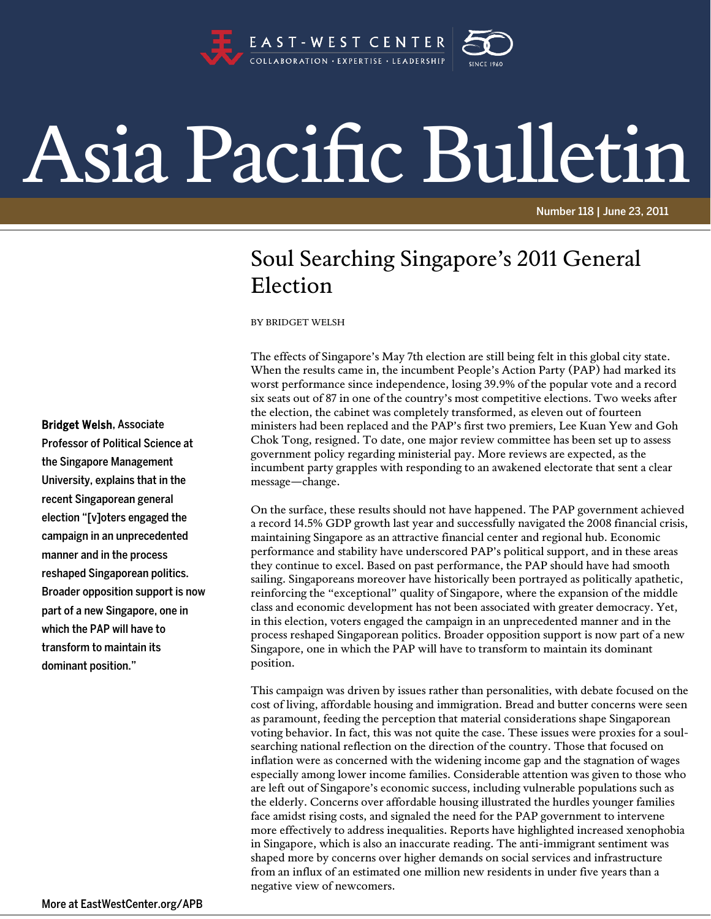East-West Center — Collaboration · Expertise · Leadership

# Asia Pacific Bulletin

Number 118 | June 23, 2011

## Soul Searching Singapore's 2011 General Election

BY BRIDGET WELSH

**Bridget Welsh**, Associate Professor of Political Science at the Singapore Management University, explains that in the recent Singaporean general election "[v]oters engaged the campaign in an unprecedented manner and in the process reshaped Singaporean politics. Broader opposition support is now part of a new Singapore, one in which the PAP will have to transform to maintain its dominant position."

The effects of Singapore's May 7th election are still being felt in this global city state. When the results came in, the incumbent People's Action Party (PAP) had marked its worst performance since independence, losing 39.9% of the popular vote and a record six seats out of 87 in one of the country's most competitive elections. Two weeks after the election, the cabinet was completely transformed, as eleven out of fourteen ministers had been replaced and the PAP's first two premiers, Lee Kuan Yew and Goh Chok Tong, resigned. To date, one major review committee has been set up to assess government policy regarding ministerial pay. More reviews are expected, as the incumbent party grapples with responding to an awakened electorate that sent a clear message—change.

On the surface, these results should not have happened. The PAP government achieved a record 14.5% GDP growth last year and successfully navigated the 2008 financial crisis, maintaining Singapore as an attractive financial center and regional hub. Economic performance and stability have underscored PAP's political support, and in these areas they continue to excel. Based on past performance, the PAP should have had smooth sailing. Singaporeans moreover have historically been portrayed as politically apathetic, reinforcing the "exceptional" quality of Singapore, where the expansion of the middle class and economic development has not been associated with greater democracy. Yet, in this election, voters engaged the campaign in an unprecedented manner and in the process reshaped Singaporean politics. Broader opposition support is now part of a new Singapore, one in which the PAP will have to transform to maintain its dominant position.

This campaign was driven by issues rather than personalities, with debate focused on the cost of living, affordable housing and immigration. Bread and butter concerns were seen as paramount, feeding the perception that material considerations shape Singaporean voting behavior. In fact, this was not quite the case. These issues were proxies for a soul-searching national reflection on the direction of the country. Those that focused on inflation were as concerned with the widening income gap and the stagnation of wages especially among lower income families. Considerable attention was given to those who are left out of Singapore's economic success, including vulnerable populations such as the elderly. Concerns over affordable housing illustrated the hurdles younger families face amidst rising costs, and signaled the need for the PAP government to intervene more effectively to address inequalities. Reports have highlighted increased xenophobia in Singapore, which is also an inaccurate reading. The anti-immigrant sentiment was shaped more by concerns over higher demands on social services and infrastructure from an influx of an estimated one million new residents in under five years than a negative view of newcomers.

More at EastWestCenter.org/APB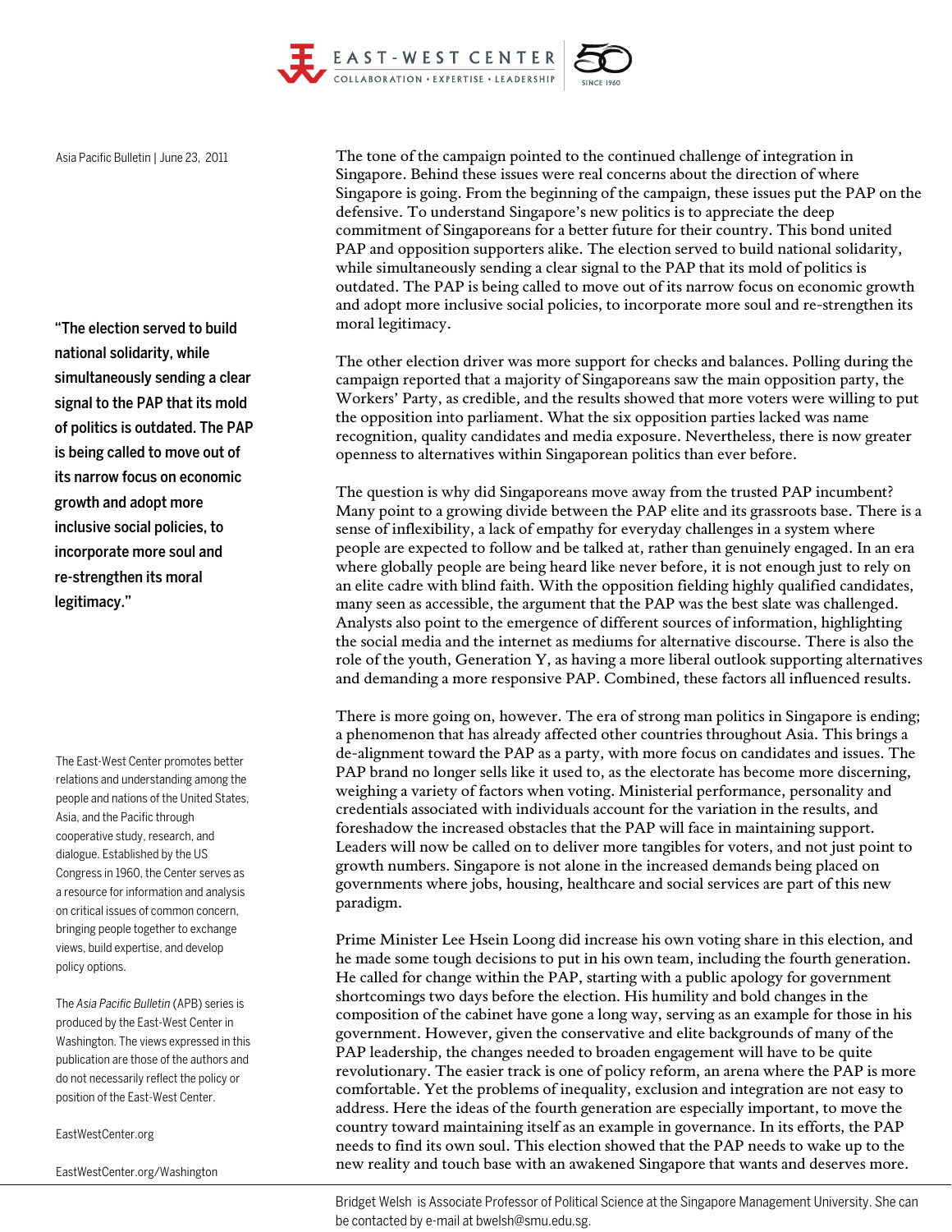Asia Pacific Bulletin | June 23, 2011

The tone of the campaign pointed to the continued challenge of integration in Singapore. Behind these issues were real concerns about the direction of where Singapore is going. From the beginning of the campaign, these issues put the PAP on the defensive. To understand Singapore's new politics is to appreciate the deep commitment of Singaporeans for a better future for their country. This bond united PAP and opposition supporters alike. The election served to build national solidarity, while simultaneously sending a clear signal to the PAP that its mold of politics is outdated. The PAP is being called to move out of its narrow focus on economic growth and adopt more inclusive social policies, to incorporate more soul and re-strengthen its moral legitimacy.

**"The election served to build national solidarity, while simultaneously sending a clear signal to the PAP that its mold of politics is outdated. The PAP is being called to move out of its narrow focus on economic growth and adopt more inclusive social policies, to incorporate more soul and re-strengthen its moral legitimacy."**

The other election driver was more support for checks and balances. Polling during the campaign reported that a majority of Singaporeans saw the main opposition party, the Workers' Party, as credible, and the results showed that more voters were willing to put the opposition into parliament. What the six opposition parties lacked was name recognition, quality candidates and media exposure. Nevertheless, there is now greater openness to alternatives within Singaporean politics than ever before.

The question is why did Singaporeans move away from the trusted PAP incumbent? Many point to a growing divide between the PAP elite and its grassroots base. There is a sense of inflexibility, a lack of empathy for everyday challenges in a system where people are expected to follow and be talked at, rather than genuinely engaged. In an era where globally people are being heard like never before, it is not enough just to rely on an elite cadre with blind faith. With the opposition fielding highly qualified candidates, many seen as accessible, the argument that the PAP was the best slate was challenged. Analysts also point to the emergence of different sources of information, highlighting the social media and the internet as mediums for alternative discourse. There is also the role of the youth, Generation Y, as having a more liberal outlook supporting alternatives and demanding a more responsive PAP. Combined, these factors all influenced results.

There is more going on, however. The era of strong man politics in Singapore is ending; a phenomenon that has already affected other countries throughout Asia. This brings a de-alignment toward the PAP as a party, with more focus on candidates and issues. The PAP brand no longer sells like it used to, as the electorate has become more discerning, weighing a variety of factors when voting. Ministerial performance, personality and credentials associated with individuals account for the variation in the results, and foreshadow the increased obstacles that the PAP will face in maintaining support. Leaders will now be called on to deliver more tangibles for voters, and not just point to growth numbers. Singapore is not alone in the increased demands being placed on governments where jobs, housing, healthcare and social services are part of this new paradigm.

Prime Minister Lee Hsein Loong did increase his own voting share in this election, and he made some tough decisions to put in his own team, including the fourth generation. He called for change within the PAP, starting with a public apology for government shortcomings two days before the election. His humility and bold changes in the composition of the cabinet have gone a long way, serving as an example for those in his government. However, given the conservative and elite backgrounds of many of the PAP leadership, the changes needed to broaden engagement will have to be quite revolutionary. The easier track is one of policy reform, an arena where the PAP is more comfortable. Yet the problems of inequality, exclusion and integration are not easy to address. Here the ideas of the fourth generation are especially important, to move the country toward maintaining itself as an example in governance. In its efforts, the PAP needs to find its own soul. This election showed that the PAP needs to wake up to the new reality and touch base with an awakened Singapore that wants and deserves more.

Bridget Welsh is Associate Professor of Political Science at the Singapore Management University. She can be contacted by e-mail at bwelsh@smu.edu.sg.

The East-West Center promotes better relations and understanding among the people and nations of the United States, Asia, and the Pacific through cooperative study, research, and dialogue. Established by the US Congress in 1960, the Center serves as a resource for information and analysis on critical issues of common concern, bringing people together to exchange views, build expertise, and develop policy options.

The *Asia Pacific Bulletin* (APB) series is produced by the East-West Center in Washington. The views expressed in this publication are those of the authors and do not necessarily reflect the policy or position of the East-West Center.

EastWestCenter.org

EastWestCenter.org/Washington